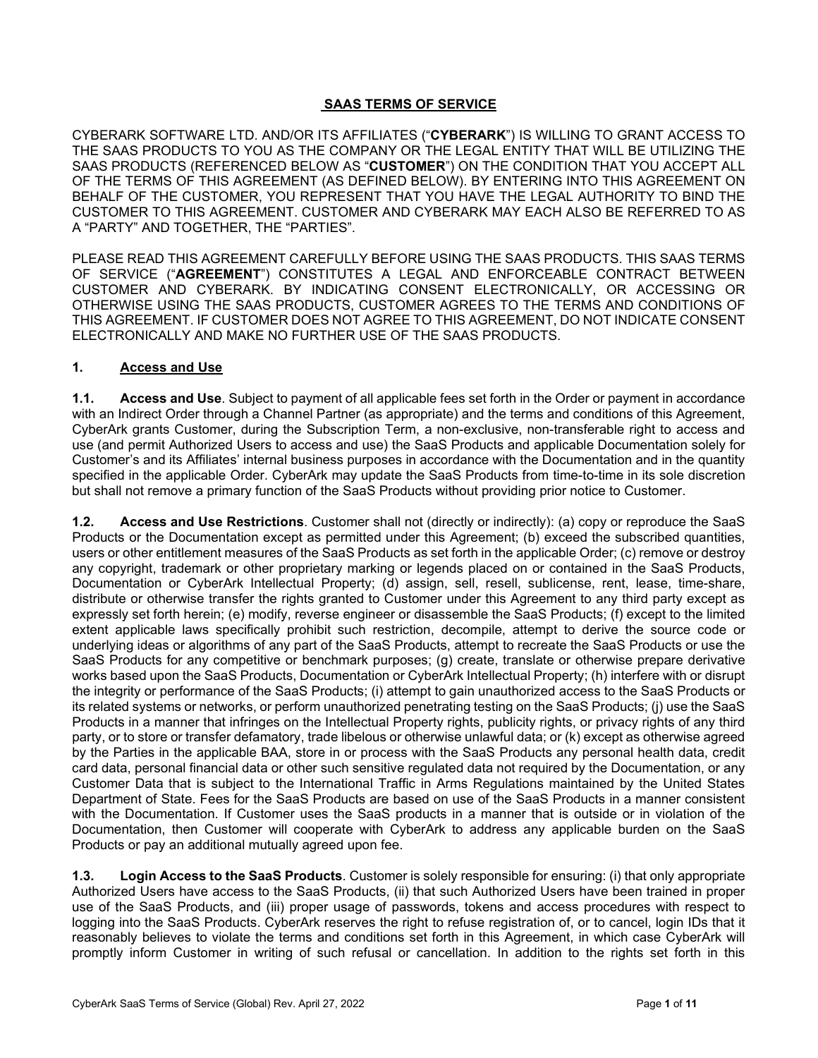# SAAS TERMS OF SERVICE

CYBERARK SOFTWARE LTD. AND/OR ITS AFFILIATES ("**CYBERARK**") IS WILLING TO GRANT ACCESS TO THE SAAS PRODUCTS TO YOU AS THE COMPANY OR THE LEGAL ENTITY THAT WILL BE UTILIZING THE SAAS PRODUCTS (REFERENCED BELOW AS "**CUSTOMER**") ON THE CONDITION THAT YOU ACCEPT ALL OF THE TERMS OF THIS AGREEMENT (AS DEFINED BELOW). BY ENTERING INTO THIS AGREEMENT ON BEHALF OF THE CUSTOMER, YOU REPRESENT THAT YOU HAVE THE LEGAL AUTHORITY TO BIND THE CUSTOMER TO THIS AGREEMENT. CUSTOMER AND CYBERARK MAY EACH ALSO BE REFERRED TO AS A "PARTY" AND TOGETHER, THE "PARTIES".

PLEASE READ THIS AGREEMENT CAREFULLY BEFORE USING THE SAAS PRODUCTS. THIS SAAS TERMS OF SERVICE ("**AGREEMENT**") CONSTITUTES A LEGAL AND ENFORCEABLE CONTRACT BETWEEN CUSTOMER AND CYBERARK. BY INDICATING CONSENT ELECTRONICALLY, OR ACCESSING OR OTHERWISE USING THE SAAS PRODUCTS, CUSTOMER AGREES TO THE TERMS AND CONDITIONS OF THIS AGREEMENT. IF CUSTOMER DOES NOT AGREE TO THIS AGREEMENT, DO NOT INDICATE CONSENT ELECTRONICALLY AND MAKE NO FURTHER USE OF THE SAAS PRODUCTS.

## 1. Access and Use

**1.1. Access and Use**. Subject to payment of all applicable fees set forth in the Order or payment in accordance with an Indirect Order through a Channel Partner (as appropriate) and the terms and conditions of this Agreement, CyberArk grants Customer, during the Subscription Term, a non-exclusive, non-transferable right to access and use (and permit Authorized Users to access and use) the SaaS Products and applicable Documentation solely for Customer's and its Affiliates' internal business purposes in accordance with the Documentation and in the quantity specified in the applicable Order. CyberArk may update the SaaS Products from time-to-time in its sole discretion but shall not remove a primary function of the SaaS Products without providing prior notice to Customer.

**1.2. Access and Use Restrictions**. Customer shall not (directly or indirectly): (a) copy or reproduce the SaaS Products or the Documentation except as permitted under this Agreement; (b) exceed the subscribed quantities, users or other entitlement measures of the SaaS Products as set forth in the applicable Order; (c) remove or destroy any copyright, trademark or other proprietary marking or legends placed on or contained in the SaaS Products, Documentation or CyberArk Intellectual Property; (d) assign, sell, resell, sublicense, rent, lease, time-share, distribute or otherwise transfer the rights granted to Customer under this Agreement to any third party except as expressly set forth herein; (e) modify, reverse engineer or disassemble the SaaS Products; (f) except to the limited extent applicable laws specifically prohibit such restriction, decompile, attempt to derive the source code or underlying ideas or algorithms of any part of the SaaS Products, attempt to recreate the SaaS Products or use the SaaS Products for any competitive or benchmark purposes; (g) create, translate or otherwise prepare derivative works based upon the SaaS Products, Documentation or CyberArk Intellectual Property; (h) interfere with or disrupt the integrity or performance of the SaaS Products; (i) attempt to gain unauthorized access to the SaaS Products or its related systems or networks, or perform unauthorized penetrating testing on the SaaS Products; (j) use the SaaS Products in a manner that infringes on the Intellectual Property rights, publicity rights, or privacy rights of any third party, or to store or transfer defamatory, trade libelous or otherwise unlawful data; or (k) except as otherwise agreed by the Parties in the applicable BAA, store in or process with the SaaS Products any personal health data, credit card data, personal financial data or other such sensitive regulated data not required by the Documentation, or any Customer Data that is subject to the International Traffic in Arms Regulations maintained by the United States Department of State. Fees for the SaaS Products are based on use of the SaaS Products in a manner consistent with the Documentation. If Customer uses the SaaS products in a manner that is outside or in violation of the Documentation, then Customer will cooperate with CyberArk to address any applicable burden on the SaaS Products or pay an additional mutually agreed upon fee.

**1.3. Login Access to the SaaS Products**. Customer is solely responsible for ensuring: (i) that only appropriate Authorized Users have access to the SaaS Products, (ii) that such Authorized Users have been trained in proper use of the SaaS Products, and (iii) proper usage of passwords, tokens and access procedures with respect to logging into the SaaS Products. CyberArk reserves the right to refuse registration of, or to cancel, login IDs that it reasonably believes to violate the terms and conditions set forth in this Agreement, in which case CyberArk will promptly inform Customer in writing of such refusal or cancellation. In addition to the rights set forth in this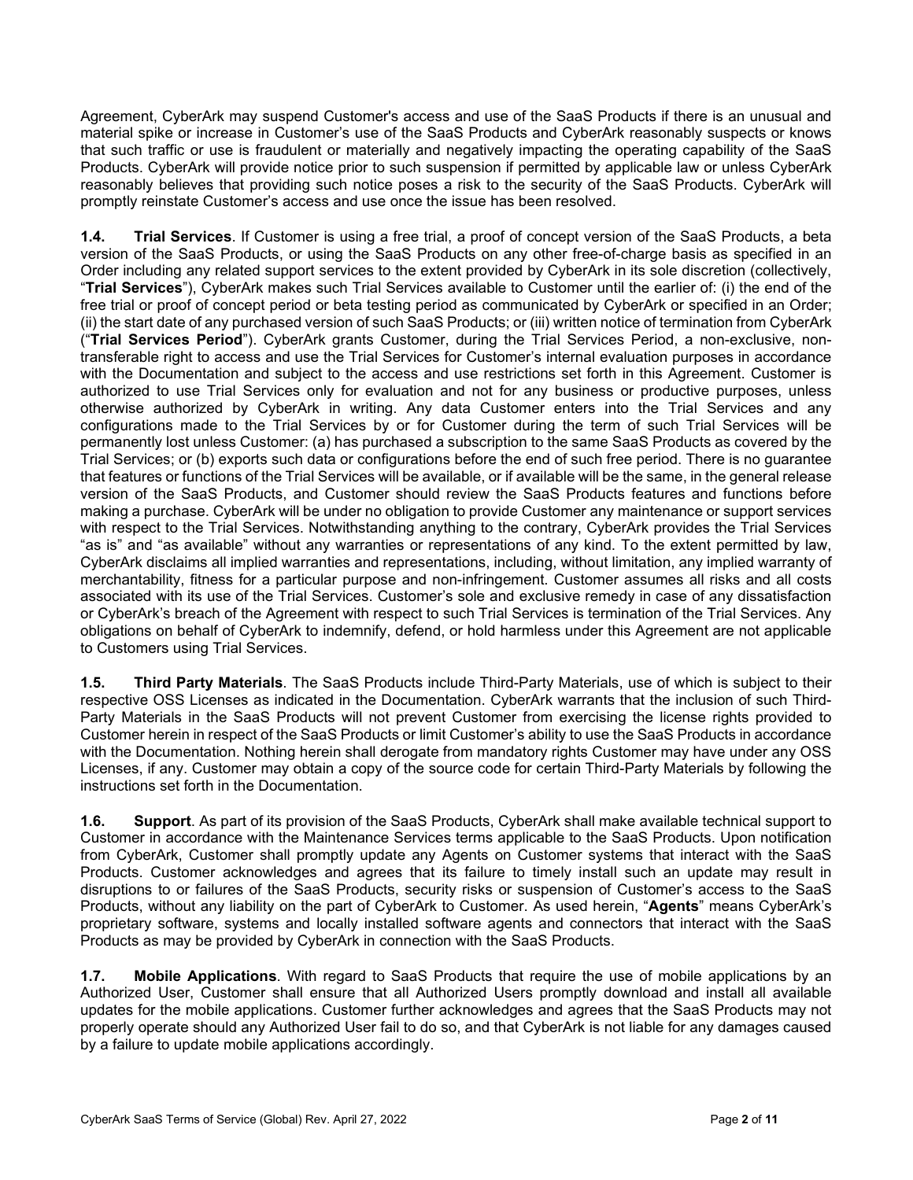Agreement, CyberArk may suspend Customer's access and use of the SaaS Products if there is an unusual and material spike or increase in Customer's use of the SaaS Products and CyberArk reasonably suspects or knows that such traffic or use is fraudulent or materially and negatively impacting the operating capability of the SaaS Products. CyberArk will provide notice prior to such suspension if permitted by applicable law or unless CyberArk reasonably believes that providing such notice poses a risk to the security of the SaaS Products. CyberArk will promptly reinstate Customer's access and use once the issue has been resolved.

**1.4. Trial Services**. If Customer is using a free trial, a proof of concept version of the SaaS Products, a beta version of the SaaS Products, or using the SaaS Products on any other free-of-charge basis as specified in an Order including any related support services to the extent provided by CyberArk in its sole discretion (collectively, "**Trial Services**"), CyberArk makes such Trial Services available to Customer until the earlier of: (i) the end of the free trial or proof of concept period or beta testing period as communicated by CyberArk or specified in an Order; (ii) the start date of any purchased version of such SaaS Products; or (iii) written notice of termination from CyberArk ("**Trial Services Period**"). CyberArk grants Customer, during the Trial Services Period, a non-exclusive, non-transferable right to access and use the Trial Services for Customer's internal evaluation purposes in accordance with the Documentation and subject to the access and use restrictions set forth in this Agreement. Customer is authorized to use Trial Services only for evaluation and not for any business or productive purposes, unless otherwise authorized by CyberArk in writing. Any data Customer enters into the Trial Services and any configurations made to the Trial Services by or for Customer during the term of such Trial Services will be permanently lost unless Customer: (a) has purchased a subscription to the same SaaS Products as covered by the Trial Services; or (b) exports such data or configurations before the end of such free period. There is no guarantee that features or functions of the Trial Services will be available, or if available will be the same, in the general release version of the SaaS Products, and Customer should review the SaaS Products features and functions before making a purchase. CyberArk will be under no obligation to provide Customer any maintenance or support services with respect to the Trial Services. Notwithstanding anything to the contrary, CyberArk provides the Trial Services "as is" and "as available" without any warranties or representations of any kind. To the extent permitted by law, CyberArk disclaims all implied warranties and representations, including, without limitation, any implied warranty of merchantability, fitness for a particular purpose and non-infringement. Customer assumes all risks and all costs associated with its use of the Trial Services. Customer's sole and exclusive remedy in case of any dissatisfaction or CyberArk's breach of the Agreement with respect to such Trial Services is termination of the Trial Services. Any obligations on behalf of CyberArk to indemnify, defend, or hold harmless under this Agreement are not applicable to Customers using Trial Services.

**1.5. Third Party Materials**. The SaaS Products include Third-Party Materials, use of which is subject to their respective OSS Licenses as indicated in the Documentation. CyberArk warrants that the inclusion of such Third-Party Materials in the SaaS Products will not prevent Customer from exercising the license rights provided to Customer herein in respect of the SaaS Products or limit Customer's ability to use the SaaS Products in accordance with the Documentation. Nothing herein shall derogate from mandatory rights Customer may have under any OSS Licenses, if any. Customer may obtain a copy of the source code for certain Third-Party Materials by following the instructions set forth in the Documentation.

**1.6. Support**. As part of its provision of the SaaS Products, CyberArk shall make available technical support to Customer in accordance with the Maintenance Services terms applicable to the SaaS Products. Upon notification from CyberArk, Customer shall promptly update any Agents on Customer systems that interact with the SaaS Products. Customer acknowledges and agrees that its failure to timely install such an update may result in disruptions to or failures of the SaaS Products, security risks or suspension of Customer's access to the SaaS Products, without any liability on the part of CyberArk to Customer. As used herein, "**Agents**" means CyberArk's proprietary software, systems and locally installed software agents and connectors that interact with the SaaS Products as may be provided by CyberArk in connection with the SaaS Products.

**1.7. Mobile Applications**. With regard to SaaS Products that require the use of mobile applications by an Authorized User, Customer shall ensure that all Authorized Users promptly download and install all available updates for the mobile applications. Customer further acknowledges and agrees that the SaaS Products may not properly operate should any Authorized User fail to do so, and that CyberArk is not liable for any damages caused by a failure to update mobile applications accordingly.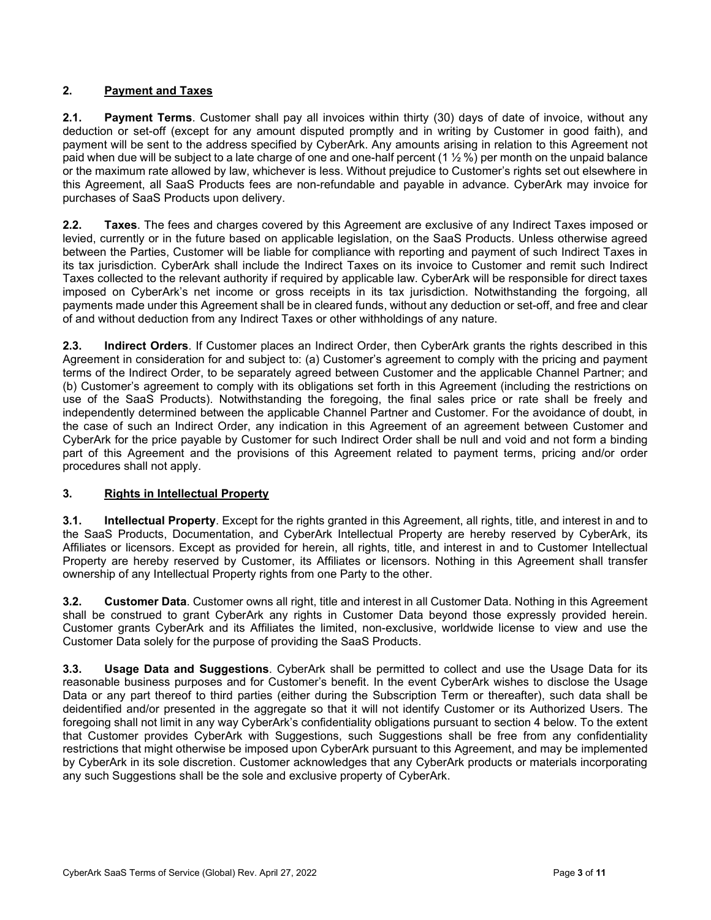## 2. Payment and Taxes

**2.1. Payment Terms**. Customer shall pay all invoices within thirty (30) days of date of invoice, without any deduction or set-off (except for any amount disputed promptly and in writing by Customer in good faith), and payment will be sent to the address specified by CyberArk. Any amounts arising in relation to this Agreement not paid when due will be subject to a late charge of one and one-half percent (1 ½ %) per month on the unpaid balance or the maximum rate allowed by law, whichever is less. Without prejudice to Customer's rights set out elsewhere in this Agreement, all SaaS Products fees are non-refundable and payable in advance. CyberArk may invoice for purchases of SaaS Products upon delivery.

**2.2. Taxes**. The fees and charges covered by this Agreement are exclusive of any Indirect Taxes imposed or levied, currently or in the future based on applicable legislation, on the SaaS Products. Unless otherwise agreed between the Parties, Customer will be liable for compliance with reporting and payment of such Indirect Taxes in its tax jurisdiction. CyberArk shall include the Indirect Taxes on its invoice to Customer and remit such Indirect Taxes collected to the relevant authority if required by applicable law. CyberArk will be responsible for direct taxes imposed on CyberArk's net income or gross receipts in its tax jurisdiction. Notwithstanding the forgoing, all payments made under this Agreement shall be in cleared funds, without any deduction or set-off, and free and clear of and without deduction from any Indirect Taxes or other withholdings of any nature.

**2.3. Indirect Orders**. If Customer places an Indirect Order, then CyberArk grants the rights described in this Agreement in consideration for and subject to: (a) Customer's agreement to comply with the pricing and payment terms of the Indirect Order, to be separately agreed between Customer and the applicable Channel Partner; and (b) Customer's agreement to comply with its obligations set forth in this Agreement (including the restrictions on use of the SaaS Products). Notwithstanding the foregoing, the final sales price or rate shall be freely and independently determined between the applicable Channel Partner and Customer. For the avoidance of doubt, in the case of such an Indirect Order, any indication in this Agreement of an agreement between Customer and CyberArk for the price payable by Customer for such Indirect Order shall be null and void and not form a binding part of this Agreement and the provisions of this Agreement related to payment terms, pricing and/or order procedures shall not apply.

## 3. Rights in Intellectual Property

**3.1. Intellectual Property**. Except for the rights granted in this Agreement, all rights, title, and interest in and to the SaaS Products, Documentation, and CyberArk Intellectual Property are hereby reserved by CyberArk, its Affiliates or licensors. Except as provided for herein, all rights, title, and interest in and to Customer Intellectual Property are hereby reserved by Customer, its Affiliates or licensors. Nothing in this Agreement shall transfer ownership of any Intellectual Property rights from one Party to the other.

**3.2. Customer Data**. Customer owns all right, title and interest in all Customer Data. Nothing in this Agreement shall be construed to grant CyberArk any rights in Customer Data beyond those expressly provided herein. Customer grants CyberArk and its Affiliates the limited, non-exclusive, worldwide license to view and use the Customer Data solely for the purpose of providing the SaaS Products.

**3.3. Usage Data and Suggestions**. CyberArk shall be permitted to collect and use the Usage Data for its reasonable business purposes and for Customer's benefit. In the event CyberArk wishes to disclose the Usage Data or any part thereof to third parties (either during the Subscription Term or thereafter), such data shall be deidentified and/or presented in the aggregate so that it will not identify Customer or its Authorized Users. The foregoing shall not limit in any way CyberArk's confidentiality obligations pursuant to section 4 below. To the extent that Customer provides CyberArk with Suggestions, such Suggestions shall be free from any confidentiality restrictions that might otherwise be imposed upon CyberArk pursuant to this Agreement, and may be implemented by CyberArk in its sole discretion. Customer acknowledges that any CyberArk products or materials incorporating any such Suggestions shall be the sole and exclusive property of CyberArk.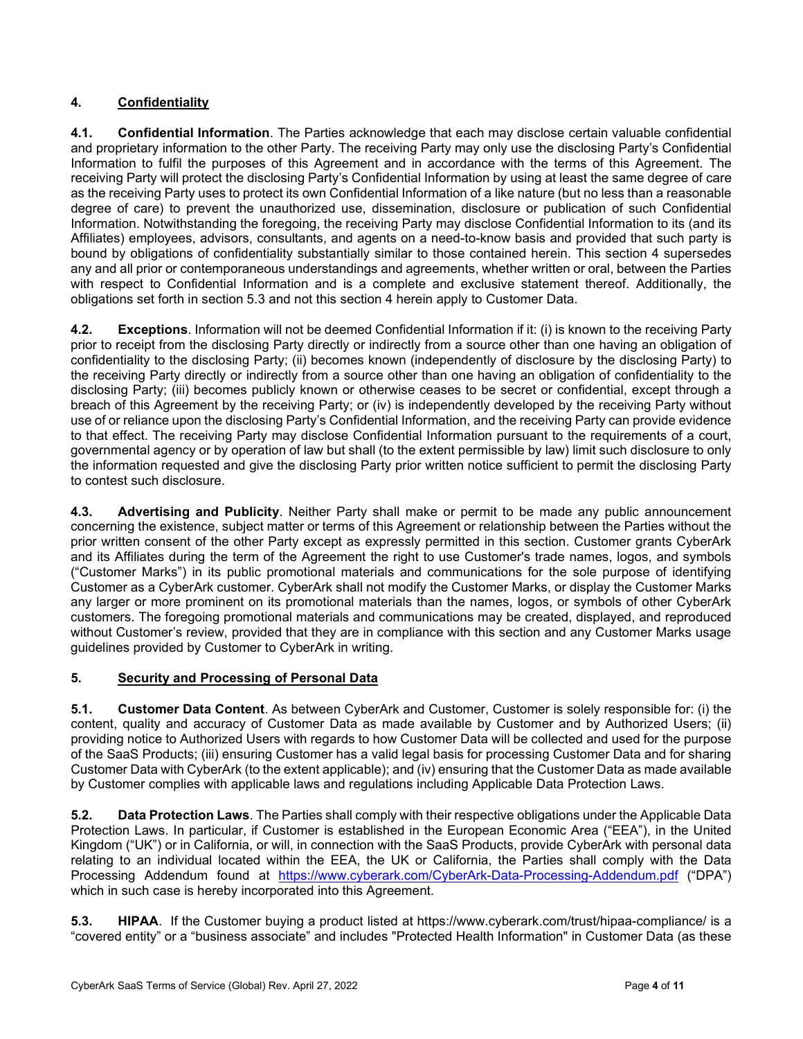## 4. Confidentiality

**4.1. Confidential Information**. The Parties acknowledge that each may disclose certain valuable confidential and proprietary information to the other Party. The receiving Party may only use the disclosing Party's Confidential Information to fulfil the purposes of this Agreement and in accordance with the terms of this Agreement. The receiving Party will protect the disclosing Party's Confidential Information by using at least the same degree of care as the receiving Party uses to protect its own Confidential Information of a like nature (but no less than a reasonable degree of care) to prevent the unauthorized use, dissemination, disclosure or publication of such Confidential Information. Notwithstanding the foregoing, the receiving Party may disclose Confidential Information to its (and its Affiliates) employees, advisors, consultants, and agents on a need-to-know basis and provided that such party is bound by obligations of confidentiality substantially similar to those contained herein. This section 4 supersedes any and all prior or contemporaneous understandings and agreements, whether written or oral, between the Parties with respect to Confidential Information and is a complete and exclusive statement thereof. Additionally, the obligations set forth in section 5.3 and not this section 4 herein apply to Customer Data.

**4.2. Exceptions**. Information will not be deemed Confidential Information if it: (i) is known to the receiving Party prior to receipt from the disclosing Party directly or indirectly from a source other than one having an obligation of confidentiality to the disclosing Party; (ii) becomes known (independently of disclosure by the disclosing Party) to the receiving Party directly or indirectly from a source other than one having an obligation of confidentiality to the disclosing Party; (iii) becomes publicly known or otherwise ceases to be secret or confidential, except through a breach of this Agreement by the receiving Party; or (iv) is independently developed by the receiving Party without use of or reliance upon the disclosing Party's Confidential Information, and the receiving Party can provide evidence to that effect. The receiving Party may disclose Confidential Information pursuant to the requirements of a court, governmental agency or by operation of law but shall (to the extent permissible by law) limit such disclosure to only the information requested and give the disclosing Party prior written notice sufficient to permit the disclosing Party to contest such disclosure.

**4.3. Advertising and Publicity**. Neither Party shall make or permit to be made any public announcement concerning the existence, subject matter or terms of this Agreement or relationship between the Parties without the prior written consent of the other Party except as expressly permitted in this section. Customer grants CyberArk and its Affiliates during the term of the Agreement the right to use Customer's trade names, logos, and symbols ("Customer Marks") in its public promotional materials and communications for the sole purpose of identifying Customer as a CyberArk customer. CyberArk shall not modify the Customer Marks, or display the Customer Marks any larger or more prominent on its promotional materials than the names, logos, or symbols of other CyberArk customers. The foregoing promotional materials and communications may be created, displayed, and reproduced without Customer's review, provided that they are in compliance with this section and any Customer Marks usage guidelines provided by Customer to CyberArk in writing.

## 5. Security and Processing of Personal Data

**5.1. Customer Data Content**. As between CyberArk and Customer, Customer is solely responsible for: (i) the content, quality and accuracy of Customer Data as made available by Customer and by Authorized Users; (ii) providing notice to Authorized Users with regards to how Customer Data will be collected and used for the purpose of the SaaS Products; (iii) ensuring Customer has a valid legal basis for processing Customer Data and for sharing Customer Data with CyberArk (to the extent applicable); and (iv) ensuring that the Customer Data as made available by Customer complies with applicable laws and regulations including Applicable Data Protection Laws.

**5.2. Data Protection Laws**. The Parties shall comply with their respective obligations under the Applicable Data Protection Laws. In particular, if Customer is established in the European Economic Area ("EEA"), in the United Kingdom ("UK") or in California, or will, in connection with the SaaS Products, provide CyberArk with personal data relating to an individual located within the EEA, the UK or California, the Parties shall comply with the Data Processing Addendum found at https://www.cyberark.com/CyberArk-Data-Processing-Addendum.pdf ("DPA") which in such case is hereby incorporated into this Agreement.

**5.3. HIPAA**. If the Customer buying a product listed at https://www.cyberark.com/trust/hipaa-compliance/ is a "covered entity" or a "business associate" and includes "Protected Health Information" in Customer Data (as these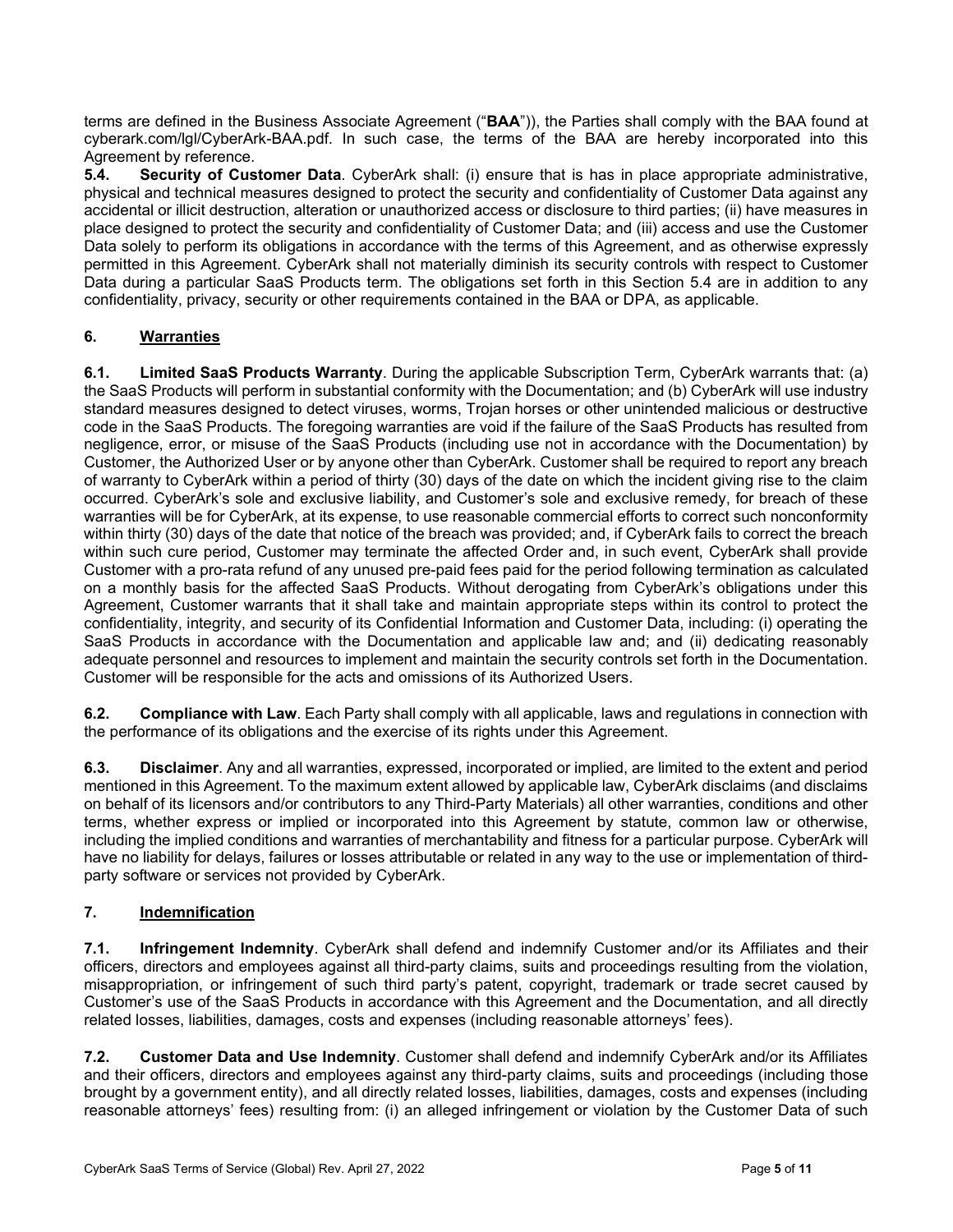terms are defined in the Business Associate Agreement ("**BAA**")), the Parties shall comply with the BAA found at cyberark.com/lgl/CyberArk-BAA.pdf. In such case, the terms of the BAA are hereby incorporated into this Agreement by reference.

**5.4. Security of Customer Data**. CyberArk shall: (i) ensure that is has in place appropriate administrative, physical and technical measures designed to protect the security and confidentiality of Customer Data against any accidental or illicit destruction, alteration or unauthorized access or disclosure to third parties; (ii) have measures in place designed to protect the security and confidentiality of Customer Data; and (iii) access and use the Customer Data solely to perform its obligations in accordance with the terms of this Agreement, and as otherwise expressly permitted in this Agreement. CyberArk shall not materially diminish its security controls with respect to Customer Data during a particular SaaS Products term. The obligations set forth in this Section 5.4 are in addition to any confidentiality, privacy, security or other requirements contained in the BAA or DPA, as applicable.

## 6. <u>Warranties</u>

**6.1. Limited SaaS Products Warranty**. During the applicable Subscription Term, CyberArk warrants that: (a) the SaaS Products will perform in substantial conformity with the Documentation; and (b) CyberArk will use industry standard measures designed to detect viruses, worms, Trojan horses or other unintended malicious or destructive code in the SaaS Products. The foregoing warranties are void if the failure of the SaaS Products has resulted from negligence, error, or misuse of the SaaS Products (including use not in accordance with the Documentation) by Customer, the Authorized User or by anyone other than CyberArk. Customer shall be required to report any breach of warranty to CyberArk within a period of thirty (30) days of the date on which the incident giving rise to the claim occurred. CyberArk's sole and exclusive liability, and Customer's sole and exclusive remedy, for breach of these warranties will be for CyberArk, at its expense, to use reasonable commercial efforts to correct such nonconformity within thirty (30) days of the date that notice of the breach was provided; and, if CyberArk fails to correct the breach within such cure period, Customer may terminate the affected Order and, in such event, CyberArk shall provide Customer with a pro-rata refund of any unused pre-paid fees paid for the period following termination as calculated on a monthly basis for the affected SaaS Products. Without derogating from CyberArk's obligations under this Agreement, Customer warrants that it shall take and maintain appropriate steps within its control to protect the confidentiality, integrity, and security of its Confidential Information and Customer Data, including: (i) operating the SaaS Products in accordance with the Documentation and applicable law and; and (ii) dedicating reasonably adequate personnel and resources to implement and maintain the security controls set forth in the Documentation. Customer will be responsible for the acts and omissions of its Authorized Users.

**6.2. Compliance with Law**. Each Party shall comply with all applicable, laws and regulations in connection with the performance of its obligations and the exercise of its rights under this Agreement.

**6.3. Disclaimer**. Any and all warranties, expressed, incorporated or implied, are limited to the extent and period mentioned in this Agreement. To the maximum extent allowed by applicable law, CyberArk disclaims (and disclaims on behalf of its licensors and/or contributors to any Third-Party Materials) all other warranties, conditions and other terms, whether express or implied or incorporated into this Agreement by statute, common law or otherwise, including the implied conditions and warranties of merchantability and fitness for a particular purpose. CyberArk will have no liability for delays, failures or losses attributable or related in any way to the use or implementation of third-party software or services not provided by CyberArk.

## 7. <u>Indemnification</u>

**7.1. Infringement Indemnity**. CyberArk shall defend and indemnify Customer and/or its Affiliates and their officers, directors and employees against all third-party claims, suits and proceedings resulting from the violation, misappropriation, or infringement of such third party's patent, copyright, trademark or trade secret caused by Customer's use of the SaaS Products in accordance with this Agreement and the Documentation, and all directly related losses, liabilities, damages, costs and expenses (including reasonable attorneys' fees).

**7.2. Customer Data and Use Indemnity**. Customer shall defend and indemnify CyberArk and/or its Affiliates and their officers, directors and employees against any third-party claims, suits and proceedings (including those brought by a government entity), and all directly related losses, liabilities, damages, costs and expenses (including reasonable attorneys' fees) resulting from: (i) an alleged infringement or violation by the Customer Data of such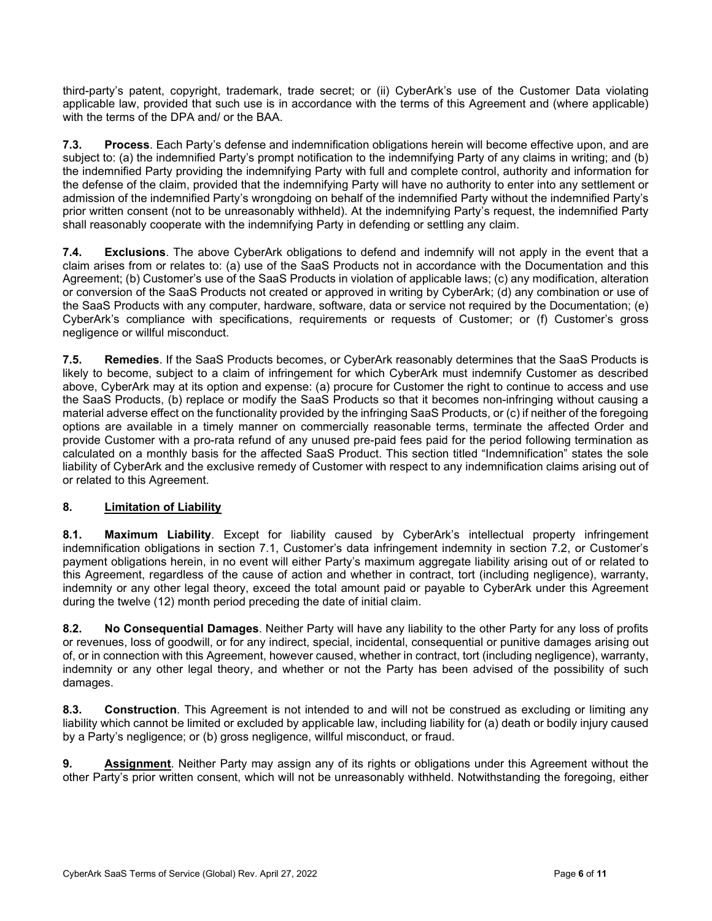third-party's patent, copyright, trademark, trade secret; or (ii) CyberArk's use of the Customer Data violating applicable law, provided that such use is in accordance with the terms of this Agreement and (where applicable) with the terms of the DPA and/ or the BAA.

**7.3. Process**. Each Party's defense and indemnification obligations herein will become effective upon, and are subject to: (a) the indemnified Party's prompt notification to the indemnifying Party of any claims in writing; and (b) the indemnified Party providing the indemnifying Party with full and complete control, authority and information for the defense of the claim, provided that the indemnifying Party will have no authority to enter into any settlement or admission of the indemnified Party's wrongdoing on behalf of the indemnified Party without the indemnified Party's prior written consent (not to be unreasonably withheld). At the indemnifying Party's request, the indemnified Party shall reasonably cooperate with the indemnifying Party in defending or settling any claim.

**7.4. Exclusions**. The above CyberArk obligations to defend and indemnify will not apply in the event that a claim arises from or relates to: (a) use of the SaaS Products not in accordance with the Documentation and this Agreement; (b) Customer's use of the SaaS Products in violation of applicable laws; (c) any modification, alteration or conversion of the SaaS Products not created or approved in writing by CyberArk; (d) any combination or use of the SaaS Products with any computer, hardware, software, data or service not required by the Documentation; (e) CyberArk's compliance with specifications, requirements or requests of Customer; or (f) Customer's gross negligence or willful misconduct.

**7.5. Remedies**. If the SaaS Products becomes, or CyberArk reasonably determines that the SaaS Products is likely to become, subject to a claim of infringement for which CyberArk must indemnify Customer as described above, CyberArk may at its option and expense: (a) procure for Customer the right to continue to access and use the SaaS Products, (b) replace or modify the SaaS Products so that it becomes non-infringing without causing a material adverse effect on the functionality provided by the infringing SaaS Products, or (c) if neither of the foregoing options are available in a timely manner on commercially reasonable terms, terminate the affected Order and provide Customer with a pro-rata refund of any unused pre-paid fees paid for the period following termination as calculated on a monthly basis for the affected SaaS Product. This section titled "Indemnification" states the sole liability of CyberArk and the exclusive remedy of Customer with respect to any indemnification claims arising out of or related to this Agreement.

## 8. Limitation of Liability

**8.1. Maximum Liability**. Except for liability caused by CyberArk's intellectual property infringement indemnification obligations in section 7.1, Customer's data infringement indemnity in section 7.2, or Customer's payment obligations herein, in no event will either Party's maximum aggregate liability arising out of or related to this Agreement, regardless of the cause of action and whether in contract, tort (including negligence), warranty, indemnity or any other legal theory, exceed the total amount paid or payable to CyberArk under this Agreement during the twelve (12) month period preceding the date of initial claim.

**8.2. No Consequential Damages**. Neither Party will have any liability to the other Party for any loss of profits or revenues, loss of goodwill, or for any indirect, special, incidental, consequential or punitive damages arising out of, or in connection with this Agreement, however caused, whether in contract, tort (including negligence), warranty, indemnity or any other legal theory, and whether or not the Party has been advised of the possibility of such damages.

**8.3. Construction**. This Agreement is not intended to and will not be construed as excluding or limiting any liability which cannot be limited or excluded by applicable law, including liability for (a) death or bodily injury caused by a Party's negligence; or (b) gross negligence, willful misconduct, or fraud.

**9. Assignment**. Neither Party may assign any of its rights or obligations under this Agreement without the other Party's prior written consent, which will not be unreasonably withheld. Notwithstanding the foregoing, either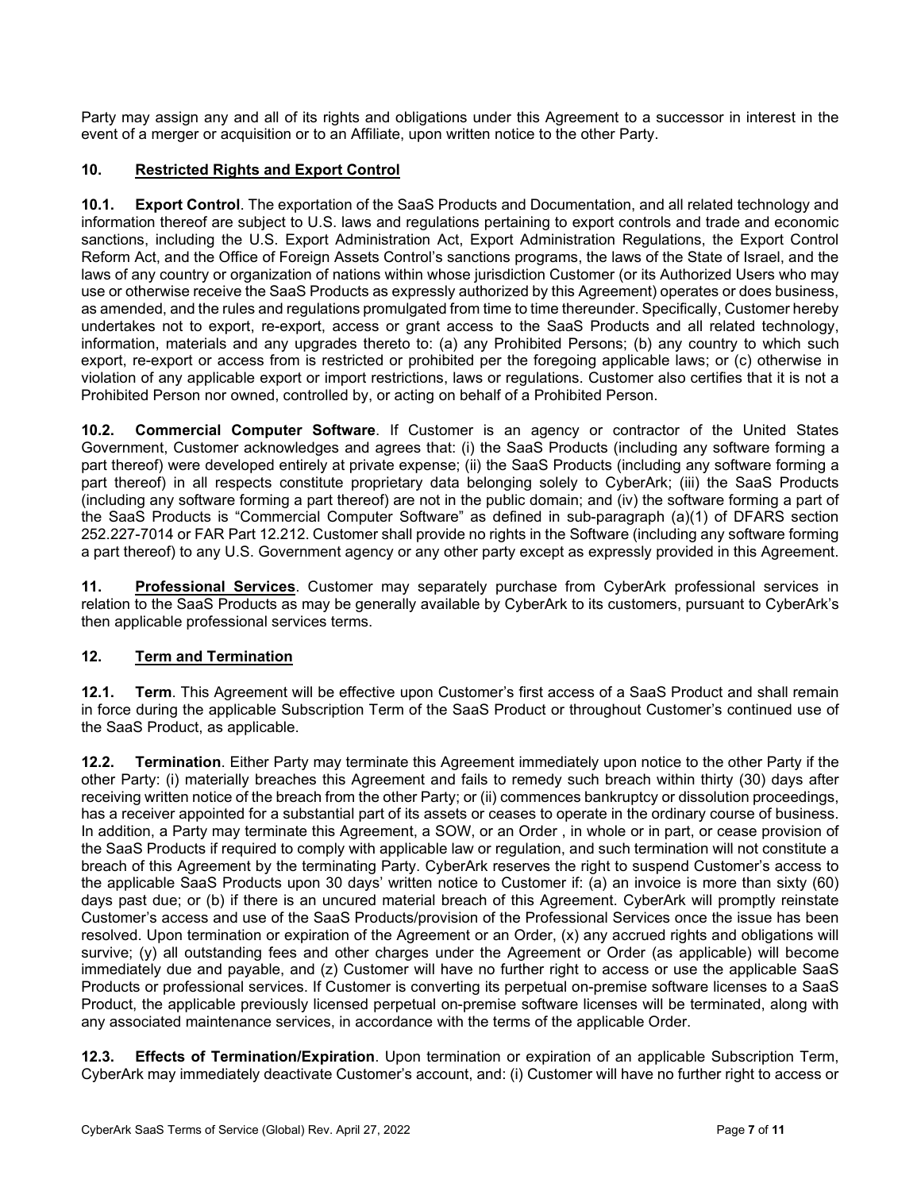Party may assign any and all of its rights and obligations under this Agreement to a successor in interest in the event of a merger or acquisition or to an Affiliate, upon written notice to the other Party.

## 10. Restricted Rights and Export Control

**10.1. Export Control**. The exportation of the SaaS Products and Documentation, and all related technology and information thereof are subject to U.S. laws and regulations pertaining to export controls and trade and economic sanctions, including the U.S. Export Administration Act, Export Administration Regulations, the Export Control Reform Act, and the Office of Foreign Assets Control's sanctions programs, the laws of the State of Israel, and the laws of any country or organization of nations within whose jurisdiction Customer (or its Authorized Users who may use or otherwise receive the SaaS Products as expressly authorized by this Agreement) operates or does business, as amended, and the rules and regulations promulgated from time to time thereunder. Specifically, Customer hereby undertakes not to export, re-export, access or grant access to the SaaS Products and all related technology, information, materials and any upgrades thereto to: (a) any Prohibited Persons; (b) any country to which such export, re-export or access from is restricted or prohibited per the foregoing applicable laws; or (c) otherwise in violation of any applicable export or import restrictions, laws or regulations. Customer also certifies that it is not a Prohibited Person nor owned, controlled by, or acting on behalf of a Prohibited Person.

**10.2. Commercial Computer Software**. If Customer is an agency or contractor of the United States Government, Customer acknowledges and agrees that: (i) the SaaS Products (including any software forming a part thereof) were developed entirely at private expense; (ii) the SaaS Products (including any software forming a part thereof) in all respects constitute proprietary data belonging solely to CyberArk; (iii) the SaaS Products (including any software forming a part thereof) are not in the public domain; and (iv) the software forming a part of the SaaS Products is "Commercial Computer Software" as defined in sub-paragraph (a)(1) of DFARS section 252.227-7014 or FAR Part 12.212. Customer shall provide no rights in the Software (including any software forming a part thereof) to any U.S. Government agency or any other party except as expressly provided in this Agreement.

**11. Professional Services**. Customer may separately purchase from CyberArk professional services in relation to the SaaS Products as may be generally available by CyberArk to its customers, pursuant to CyberArk's then applicable professional services terms.

## 12. Term and Termination

**12.1. Term**. This Agreement will be effective upon Customer's first access of a SaaS Product and shall remain in force during the applicable Subscription Term of the SaaS Product or throughout Customer's continued use of the SaaS Product, as applicable.

**12.2. Termination**. Either Party may terminate this Agreement immediately upon notice to the other Party if the other Party: (i) materially breaches this Agreement and fails to remedy such breach within thirty (30) days after receiving written notice of the breach from the other Party; or (ii) commences bankruptcy or dissolution proceedings, has a receiver appointed for a substantial part of its assets or ceases to operate in the ordinary course of business. In addition, a Party may terminate this Agreement, a SOW, or an Order , in whole or in part, or cease provision of the SaaS Products if required to comply with applicable law or regulation, and such termination will not constitute a breach of this Agreement by the terminating Party. CyberArk reserves the right to suspend Customer's access to the applicable SaaS Products upon 30 days' written notice to Customer if: (a) an invoice is more than sixty (60) days past due; or (b) if there is an uncured material breach of this Agreement. CyberArk will promptly reinstate Customer's access and use of the SaaS Products/provision of the Professional Services once the issue has been resolved. Upon termination or expiration of the Agreement or an Order, (x) any accrued rights and obligations will survive; (y) all outstanding fees and other charges under the Agreement or Order (as applicable) will become immediately due and payable, and (z) Customer will have no further right to access or use the applicable SaaS Products or professional services. If Customer is converting its perpetual on-premise software licenses to a SaaS Product, the applicable previously licensed perpetual on-premise software licenses will be terminated, along with any associated maintenance services, in accordance with the terms of the applicable Order.

**12.3. Effects of Termination/Expiration**. Upon termination or expiration of an applicable Subscription Term, CyberArk may immediately deactivate Customer's account, and: (i) Customer will have no further right to access or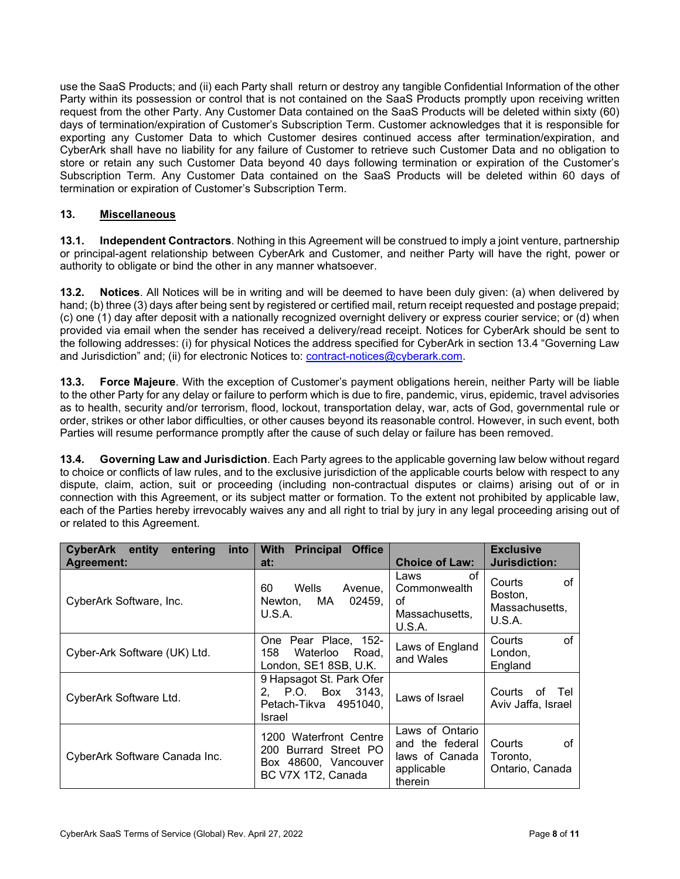use the SaaS Products; and (ii) each Party shall return or destroy any tangible Confidential Information of the other Party within its possession or control that is not contained on the SaaS Products promptly upon receiving written request from the other Party. Any Customer Data contained on the SaaS Products will be deleted within sixty (60) days of termination/expiration of Customer's Subscription Term. Customer acknowledges that it is responsible for exporting any Customer Data to which Customer desires continued access after termination/expiration, and CyberArk shall have no liability for any failure of Customer to retrieve such Customer Data and no obligation to store or retain any such Customer Data beyond 40 days following termination or expiration of the Customer's Subscription Term. Any Customer Data contained on the SaaS Products will be deleted within 60 days of termination or expiration of Customer's Subscription Term.

## 13. Miscellaneous

**13.1. Independent Contractors**. Nothing in this Agreement will be construed to imply a joint venture, partnership or principal-agent relationship between CyberArk and Customer, and neither Party will have the right, power or authority to obligate or bind the other in any manner whatsoever.

**13.2. Notices**. All Notices will be in writing and will be deemed to have been duly given: (a) when delivered by hand; (b) three (3) days after being sent by registered or certified mail, return receipt requested and postage prepaid; (c) one (1) day after deposit with a nationally recognized overnight delivery or express courier service; or (d) when provided via email when the sender has received a delivery/read receipt. Notices for CyberArk should be sent to the following addresses: (i) for physical Notices the address specified for CyberArk in section 13.4 "Governing Law and Jurisdiction" and; (ii) for electronic Notices to: contract-notices@cyberark.com.

**13.3. Force Majeure**. With the exception of Customer's payment obligations herein, neither Party will be liable to the other Party for any delay or failure to perform which is due to fire, pandemic, virus, epidemic, travel advisories as to health, security and/or terrorism, flood, lockout, transportation delay, war, acts of God, governmental rule or order, strikes or other labor difficulties, or other causes beyond its reasonable control. However, in such event, both Parties will resume performance promptly after the cause of such delay or failure has been removed.

**13.4. Governing Law and Jurisdiction**. Each Party agrees to the applicable governing law below without regard to choice or conflicts of law rules, and to the exclusive jurisdiction of the applicable courts below with respect to any dispute, claim, action, suit or proceeding (including non-contractual disputes or claims) arising out of or in connection with this Agreement, or its subject matter or formation. To the extent not prohibited by applicable law, each of the Parties hereby irrevocably waives any and all right to trial by jury in any legal proceeding arising out of or related to this Agreement.

| CyberArk entity entering into Agreement: | With Principal Office at: | Choice of Law: | Exclusive Jurisdiction: |
|---|---|---|---|
| CyberArk Software, Inc. | 60 Wells Avenue, Newton, MA 02459, U.S.A. | Laws of Commonwealth of Massachusetts, U.S.A. | Courts of Boston, Massachusetts, U.S.A. |
| Cyber-Ark Software (UK) Ltd. | One Pear Place, 152-158 Waterloo Road, London, SE1 8SB, U.K. | Laws of England and Wales | Courts of London, England |
| CyberArk Software Ltd. | 9 Hapsagot St. Park Ofer 2, P.O. Box 3143, Petach-Tikva 4951040, Israel | Laws of Israel | Courts of Tel Aviv Jaffa, Israel |
| CyberArk Software Canada Inc. | 1200 Waterfront Centre 200 Burrard Street PO Box 48600, Vancouver BC V7X 1T2, Canada | Laws of Ontario and the federal laws of Canada applicable therein | Courts of Toronto, Ontario, Canada |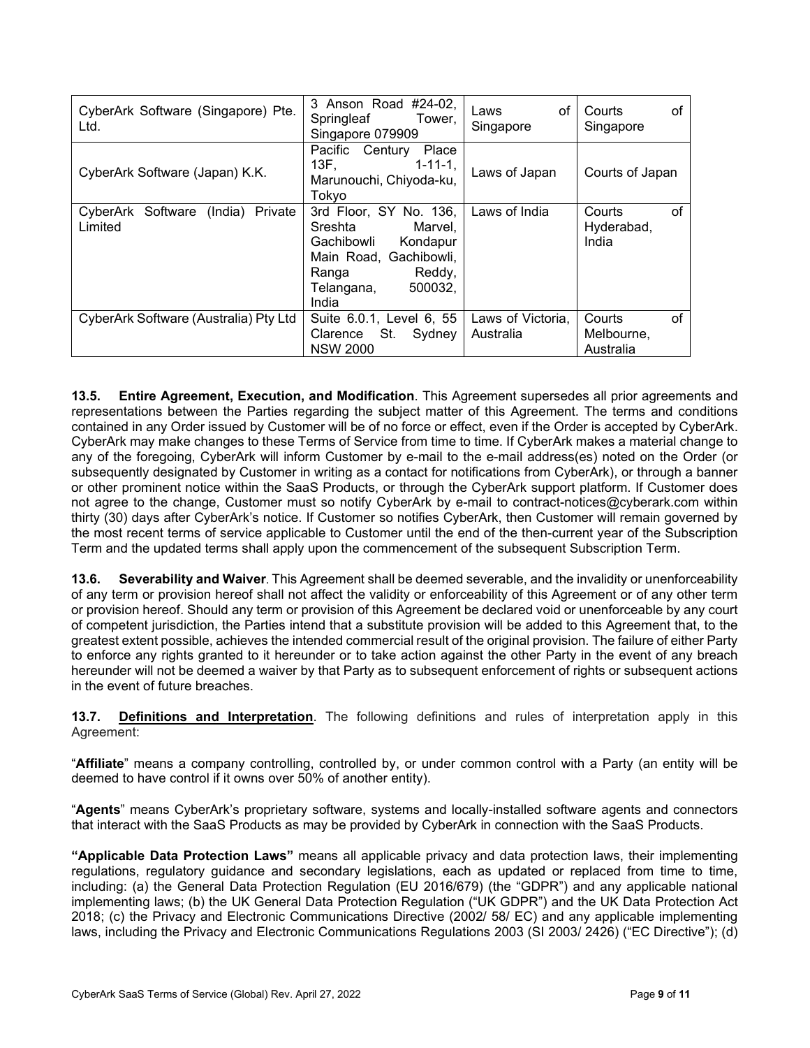| CyberArk Software (Singapore) Pte. Ltd. | 3 Anson Road #24-02, Springleaf Tower, Singapore 079909 | Laws of Singapore | Courts of Singapore |
|---|---|---|---|
| CyberArk Software (Japan) K.K. | Pacific Century Place 13F, 1-11-1, Marunouchi, Chiyoda-ku, Tokyo | Laws of Japan | Courts of Japan |
| CyberArk Software (India) Private Limited | 3rd Floor, SY No. 136, Sreshta Marvel, Gachibowli Kondapur Main Road, Gachibowli, Ranga Reddy, Telangana, 500032, India | Laws of India | Courts of Hyderabad, India |
| CyberArk Software (Australia) Pty Ltd | Suite 6.0.1, Level 6, 55 Clarence St. Sydney NSW 2000 | Laws of Victoria, Australia | Courts of Melbourne, Australia |

**13.5. Entire Agreement, Execution, and Modification**. This Agreement supersedes all prior agreements and representations between the Parties regarding the subject matter of this Agreement. The terms and conditions contained in any Order issued by Customer will be of no force or effect, even if the Order is accepted by CyberArk. CyberArk may make changes to these Terms of Service from time to time. If CyberArk makes a material change to any of the foregoing, CyberArk will inform Customer by e-mail to the e-mail address(es) noted on the Order (or subsequently designated by Customer in writing as a contact for notifications from CyberArk), or through a banner or other prominent notice within the SaaS Products, or through the CyberArk support platform. If Customer does not agree to the change, Customer must so notify CyberArk by e-mail to contract-notices@cyberark.com within thirty (30) days after CyberArk's notice. If Customer so notifies CyberArk, then Customer will remain governed by the most recent terms of service applicable to Customer until the end of the then-current year of the Subscription Term and the updated terms shall apply upon the commencement of the subsequent Subscription Term.

**13.6. Severability and Waiver**. This Agreement shall be deemed severable, and the invalidity or unenforceability of any term or provision hereof shall not affect the validity or enforceability of this Agreement or of any other term or provision hereof. Should any term or provision of this Agreement be declared void or unenforceable by any court of competent jurisdiction, the Parties intend that a substitute provision will be added to this Agreement that, to the greatest extent possible, achieves the intended commercial result of the original provision. The failure of either Party to enforce any rights granted to it hereunder or to take action against the other Party in the event of any breach hereunder will not be deemed a waiver by that Party as to subsequent enforcement of rights or subsequent actions in the event of future breaches.

**13.7. Definitions and Interpretation**. The following definitions and rules of interpretation apply in this Agreement:

"**Affiliate**" means a company controlling, controlled by, or under common control with a Party (an entity will be deemed to have control if it owns over 50% of another entity).

"**Agents**" means CyberArk's proprietary software, systems and locally-installed software agents and connectors that interact with the SaaS Products as may be provided by CyberArk in connection with the SaaS Products.

**"Applicable Data Protection Laws"** means all applicable privacy and data protection laws, their implementing regulations, regulatory guidance and secondary legislations, each as updated or replaced from time to time, including: (a) the General Data Protection Regulation (EU 2016/679) (the "GDPR") and any applicable national implementing laws; (b) the UK General Data Protection Regulation ("UK GDPR") and the UK Data Protection Act 2018; (c) the Privacy and Electronic Communications Directive (2002/ 58/ EC) and any applicable implementing laws, including the Privacy and Electronic Communications Regulations 2003 (SI 2003/ 2426) ("EC Directive"); (d)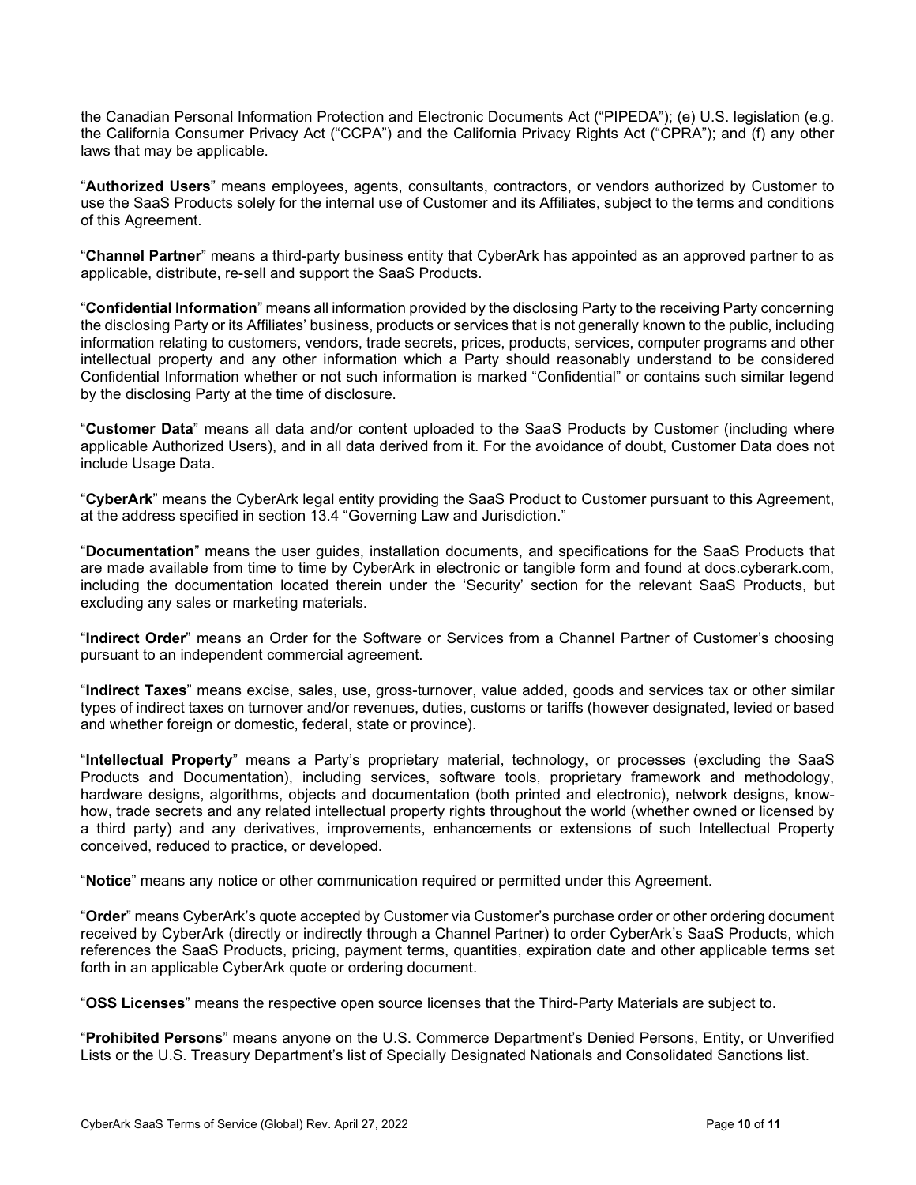the Canadian Personal Information Protection and Electronic Documents Act ("PIPEDA"); (e) U.S. legislation (e.g. the California Consumer Privacy Act ("CCPA") and the California Privacy Rights Act ("CPRA"); and (f) any other laws that may be applicable.

"**Authorized Users**" means employees, agents, consultants, contractors, or vendors authorized by Customer to use the SaaS Products solely for the internal use of Customer and its Affiliates, subject to the terms and conditions of this Agreement.

"**Channel Partner**" means a third-party business entity that CyberArk has appointed as an approved partner to as applicable, distribute, re-sell and support the SaaS Products.

"**Confidential Information**" means all information provided by the disclosing Party to the receiving Party concerning the disclosing Party or its Affiliates' business, products or services that is not generally known to the public, including information relating to customers, vendors, trade secrets, prices, products, services, computer programs and other intellectual property and any other information which a Party should reasonably understand to be considered Confidential Information whether or not such information is marked "Confidential" or contains such similar legend by the disclosing Party at the time of disclosure.

"**Customer Data**" means all data and/or content uploaded to the SaaS Products by Customer (including where applicable Authorized Users), and in all data derived from it. For the avoidance of doubt, Customer Data does not include Usage Data.

"**CyberArk**" means the CyberArk legal entity providing the SaaS Product to Customer pursuant to this Agreement, at the address specified in section 13.4 "Governing Law and Jurisdiction."

"**Documentation**" means the user guides, installation documents, and specifications for the SaaS Products that are made available from time to time by CyberArk in electronic or tangible form and found at docs.cyberark.com, including the documentation located therein under the 'Security' section for the relevant SaaS Products, but excluding any sales or marketing materials.

"**Indirect Order**" means an Order for the Software or Services from a Channel Partner of Customer's choosing pursuant to an independent commercial agreement.

"**Indirect Taxes**" means excise, sales, use, gross-turnover, value added, goods and services tax or other similar types of indirect taxes on turnover and/or revenues, duties, customs or tariffs (however designated, levied or based and whether foreign or domestic, federal, state or province).

"**Intellectual Property**" means a Party's proprietary material, technology, or processes (excluding the SaaS Products and Documentation), including services, software tools, proprietary framework and methodology, hardware designs, algorithms, objects and documentation (both printed and electronic), network designs, know-how, trade secrets and any related intellectual property rights throughout the world (whether owned or licensed by a third party) and any derivatives, improvements, enhancements or extensions of such Intellectual Property conceived, reduced to practice, or developed.

"**Notice**" means any notice or other communication required or permitted under this Agreement.

"**Order**" means CyberArk's quote accepted by Customer via Customer's purchase order or other ordering document received by CyberArk (directly or indirectly through a Channel Partner) to order CyberArk's SaaS Products, which references the SaaS Products, pricing, payment terms, quantities, expiration date and other applicable terms set forth in an applicable CyberArk quote or ordering document.

"**OSS Licenses**" means the respective open source licenses that the Third-Party Materials are subject to.

"**Prohibited Persons**" means anyone on the U.S. Commerce Department's Denied Persons, Entity, or Unverified Lists or the U.S. Treasury Department's list of Specially Designated Nationals and Consolidated Sanctions list.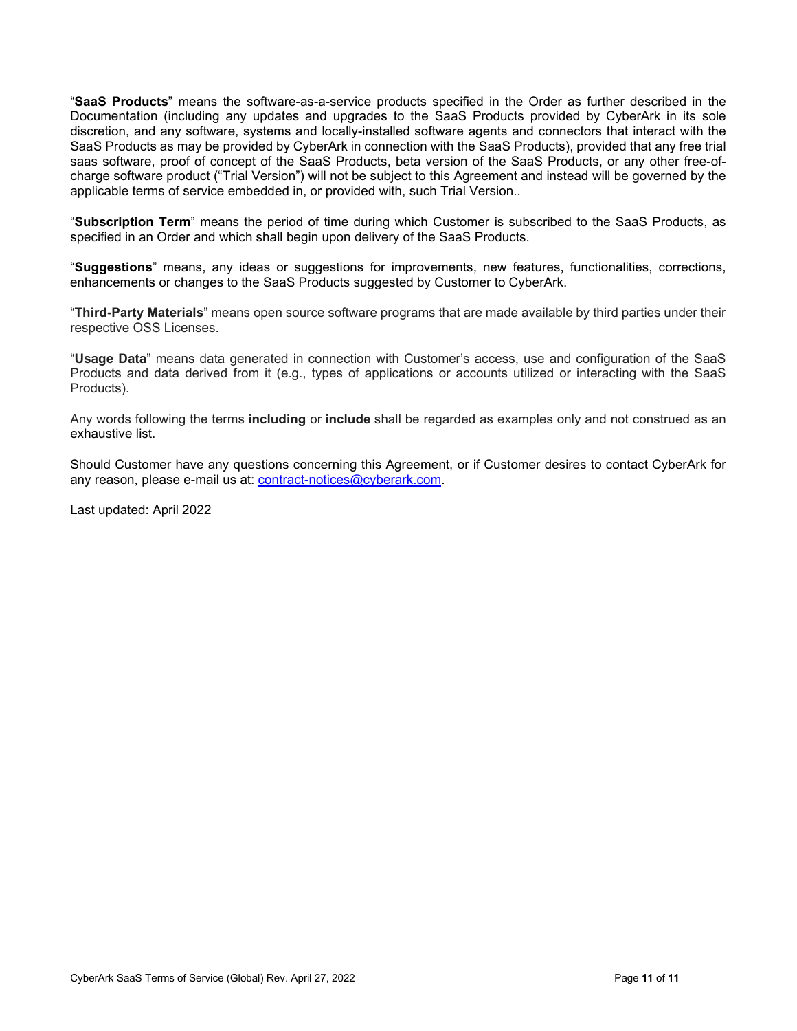"**SaaS Products**" means the software-as-a-service products specified in the Order as further described in the Documentation (including any updates and upgrades to the SaaS Products provided by CyberArk in its sole discretion, and any software, systems and locally-installed software agents and connectors that interact with the SaaS Products as may be provided by CyberArk in connection with the SaaS Products), provided that any free trial saas software, proof of concept of the SaaS Products, beta version of the SaaS Products, or any other free-of-charge software product ("Trial Version") will not be subject to this Agreement and instead will be governed by the applicable terms of service embedded in, or provided with, such Trial Version..

"**Subscription Term**" means the period of time during which Customer is subscribed to the SaaS Products, as specified in an Order and which shall begin upon delivery of the SaaS Products.

"**Suggestions**" means, any ideas or suggestions for improvements, new features, functionalities, corrections, enhancements or changes to the SaaS Products suggested by Customer to CyberArk.

"**Third-Party Materials**" means open source software programs that are made available by third parties under their respective OSS Licenses.

"**Usage Data**" means data generated in connection with Customer's access, use and configuration of the SaaS Products and data derived from it (e.g., types of applications or accounts utilized or interacting with the SaaS Products).

Any words following the terms **including** or **include** shall be regarded as examples only and not construed as an exhaustive list.

Should Customer have any questions concerning this Agreement, or if Customer desires to contact CyberArk for any reason, please e-mail us at: contract-notices@cyberark.com.

Last updated: April 2022